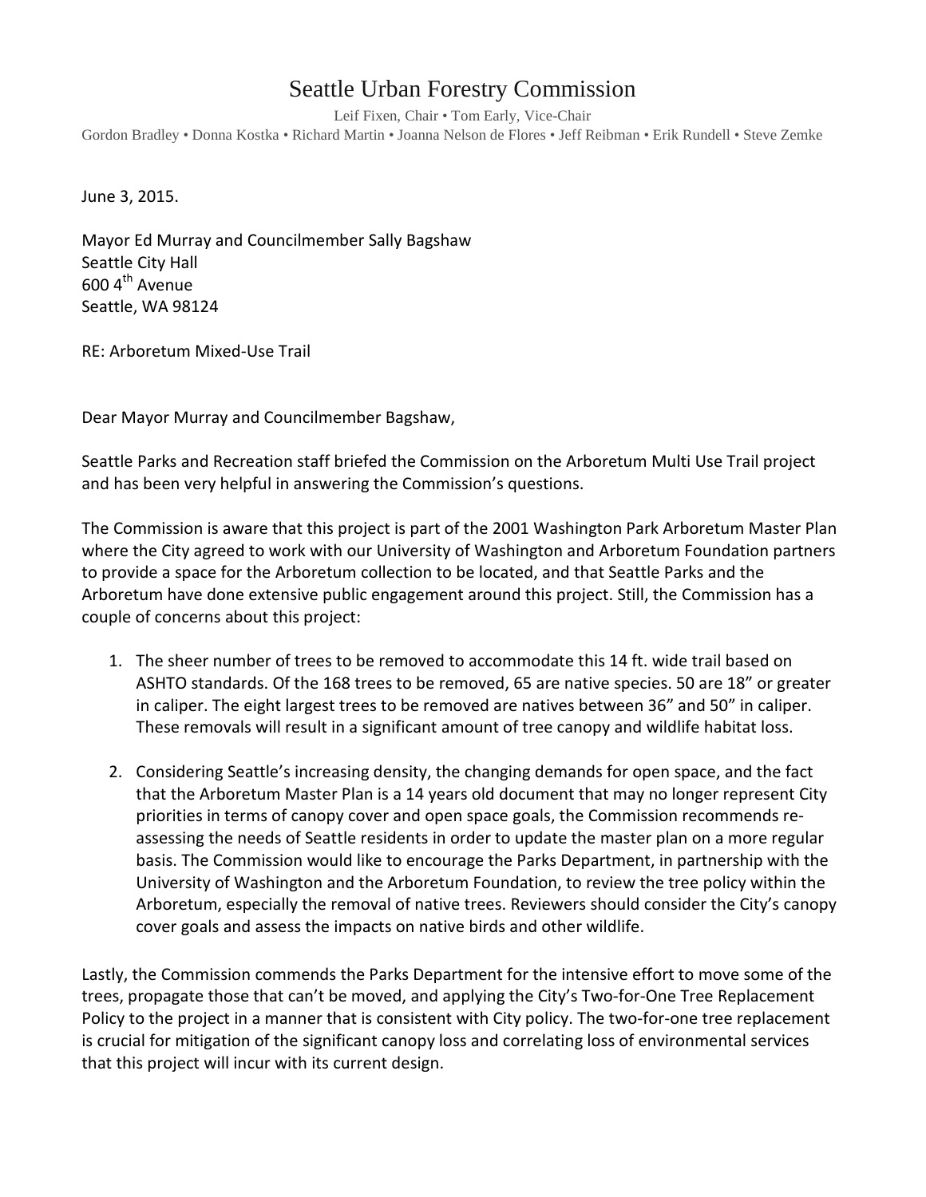# Seattle Urban Forestry Commission

Leif Fixen, Chair • Tom Early, Vice-Chair
Gordon Bradley • Donna Kostka • Richard Martin • Joanna Nelson de Flores • Jeff Reibman • Erik Rundell • Steve Zemke

June 3, 2015.

Mayor Ed Murray and Councilmember Sally Bagshaw
Seattle City Hall
600 4th Avenue
Seattle, WA 98124

RE: Arboretum Mixed-Use Trail

Dear Mayor Murray and Councilmember Bagshaw,

Seattle Parks and Recreation staff briefed the Commission on the Arboretum Multi Use Trail project and has been very helpful in answering the Commission's questions.

The Commission is aware that this project is part of the 2001 Washington Park Arboretum Master Plan where the City agreed to work with our University of Washington and Arboretum Foundation partners to provide a space for the Arboretum collection to be located, and that Seattle Parks and the Arboretum have done extensive public engagement around this project. Still, the Commission has a couple of concerns about this project:

1. The sheer number of trees to be removed to accommodate this 14 ft. wide trail based on ASHTO standards. Of the 168 trees to be removed, 65 are native species. 50 are 18" or greater in caliper. The eight largest trees to be removed are natives between 36" and 50" in caliper. These removals will result in a significant amount of tree canopy and wildlife habitat loss.

2. Considering Seattle's increasing density, the changing demands for open space, and the fact that the Arboretum Master Plan is a 14 years old document that may no longer represent City priorities in terms of canopy cover and open space goals, the Commission recommends re-assessing the needs of Seattle residents in order to update the master plan on a more regular basis. The Commission would like to encourage the Parks Department, in partnership with the University of Washington and the Arboretum Foundation, to review the tree policy within the Arboretum, especially the removal of native trees. Reviewers should consider the City's canopy cover goals and assess the impacts on native birds and other wildlife.

Lastly, the Commission commends the Parks Department for the intensive effort to move some of the trees, propagate those that can't be moved, and applying the City's Two-for-One Tree Replacement Policy to the project in a manner that is consistent with City policy. The two-for-one tree replacement is crucial for mitigation of the significant canopy loss and correlating loss of environmental services that this project will incur with its current design.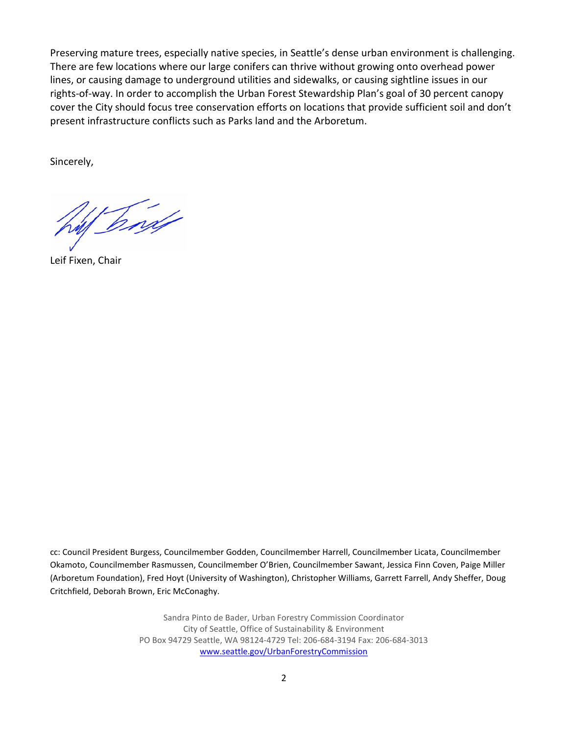Preserving mature trees, especially native species, in Seattle's dense urban environment is challenging. There are few locations where our large conifers can thrive without growing onto overhead power lines, or causing damage to underground utilities and sidewalks, or causing sightline issues in our rights-of-way. In order to accomplish the Urban Forest Stewardship Plan's goal of 30 percent canopy cover the City should focus tree conservation efforts on locations that provide sufficient soil and don't present infrastructure conflicts such as Parks land and the Arboretum.

Sincerely,

Leif Fixen, Chair

cc: Council President Burgess, Councilmember Godden, Councilmember Harrell, Councilmember Licata, Councilmember Okamoto, Councilmember Rasmussen, Councilmember O'Brien, Councilmember Sawant, Jessica Finn Coven, Paige Miller (Arboretum Foundation), Fred Hoyt (University of Washington), Christopher Williams, Garrett Farrell, Andy Sheffer, Doug Critchfield, Deborah Brown, Eric McConaghy.

Sandra Pinto de Bader, Urban Forestry Commission Coordinator
City of Seattle, Office of Sustainability & Environment
PO Box 94729 Seattle, WA 98124-4729 Tel: 206-684-3194 Fax: 206-684-3013
www.seattle.gov/UrbanForestryCommission